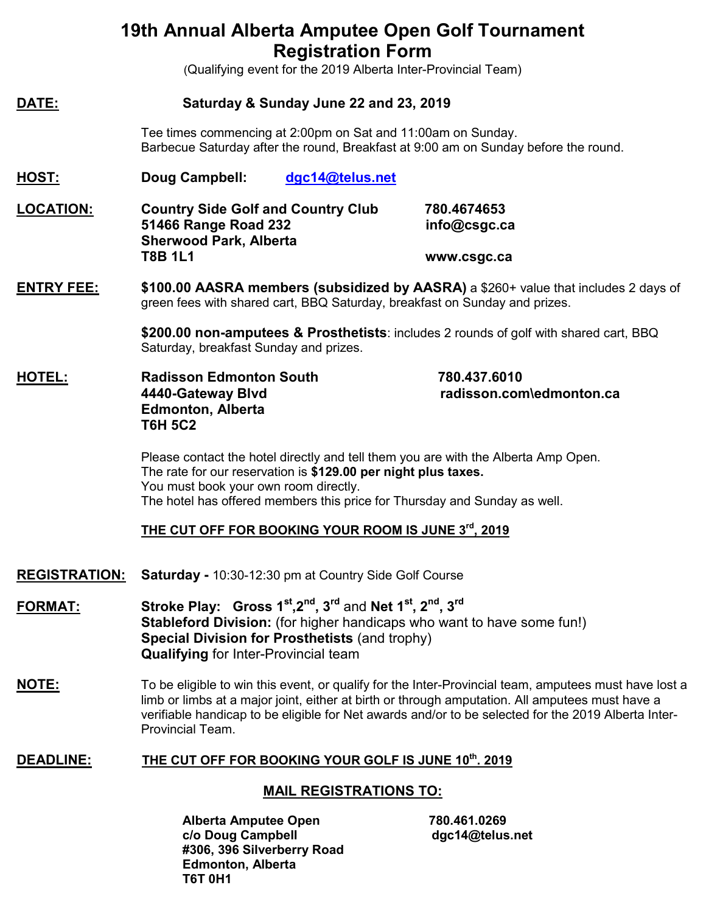# 19th Annual Alberta Amputee Open Golf Tournament
# Registration Form

(Qualifying event for the 2019 Alberta Inter-Provincial Team)

**DATE:** **Saturday & Sunday June 22 and 23, 2019**

Tee times commencing at 2:00pm on Sat and 11:00am on Sunday.
Barbecue Saturday after the round, Breakfast at 9:00 am on Sunday before the round.

**HOST:** **Doug Campbell:** dgc14@telus.net

**LOCATION:**
**Country Side Golf and Country Club**
**51466 Range Road 232**
**Sherwood Park, Alberta**
**T8B 1L1**

**780.4674653**
**info@csgc.ca**
**www.csgc.ca**

**ENTRY FEE:** **$100.00 AASRA members (subsidized by AASRA)** a $260+ value that includes 2 days of green fees with shared cart, BBQ Saturday, breakfast on Sunday and prizes.

**$200.00 non-amputees & Prosthetists**: includes 2 rounds of golf with shared cart, BBQ Saturday, breakfast Sunday and prizes.

**HOTEL:**
**Radisson Edmonton South**
**4440-Gateway Blvd**
**Edmonton, Alberta**
**T6H 5C2**

**780.437.6010**
**radisson.com\edmonton.ca**

Please contact the hotel directly and tell them you are with the Alberta Amp Open.
The rate for our reservation is **$129.00 per night plus taxes.**
You must book your own room directly.
The hotel has offered members this price for Thursday and Sunday as well.

**THE CUT OFF FOR BOOKING YOUR ROOM IS JUNE 3rd, 2019**

**REGISTRATION:** **Saturday -** 10:30-12:30 pm at Country Side Golf Course

**FORMAT:**
**Stroke Play: Gross 1st, 2nd, 3rd** and **Net 1st, 2nd, 3rd**
**Stableford Division:** (for higher handicaps who want to have some fun!)
**Special Division for Prosthetists** (and trophy)
**Qualifying** for Inter-Provincial team

**NOTE:** To be eligible to win this event, or qualify for the Inter-Provincial team, amputees must have lost a limb or limbs at a major joint, either at birth or through amputation. All amputees must have a verifiable handicap to be eligible for Net awards and/or to be selected for the 2019 Alberta Inter-Provincial Team.

**DEADLINE:** **THE CUT OFF FOR BOOKING YOUR GOLF IS JUNE 10th. 2019**

## MAIL REGISTRATIONS TO:

**Alberta Amputee Open**
**c/o Doug Campbell**
**#306, 396 Silverberry Road**
**Edmonton, Alberta**
**T6T 0H1**

**780.461.0269**
**dgc14@telus.net**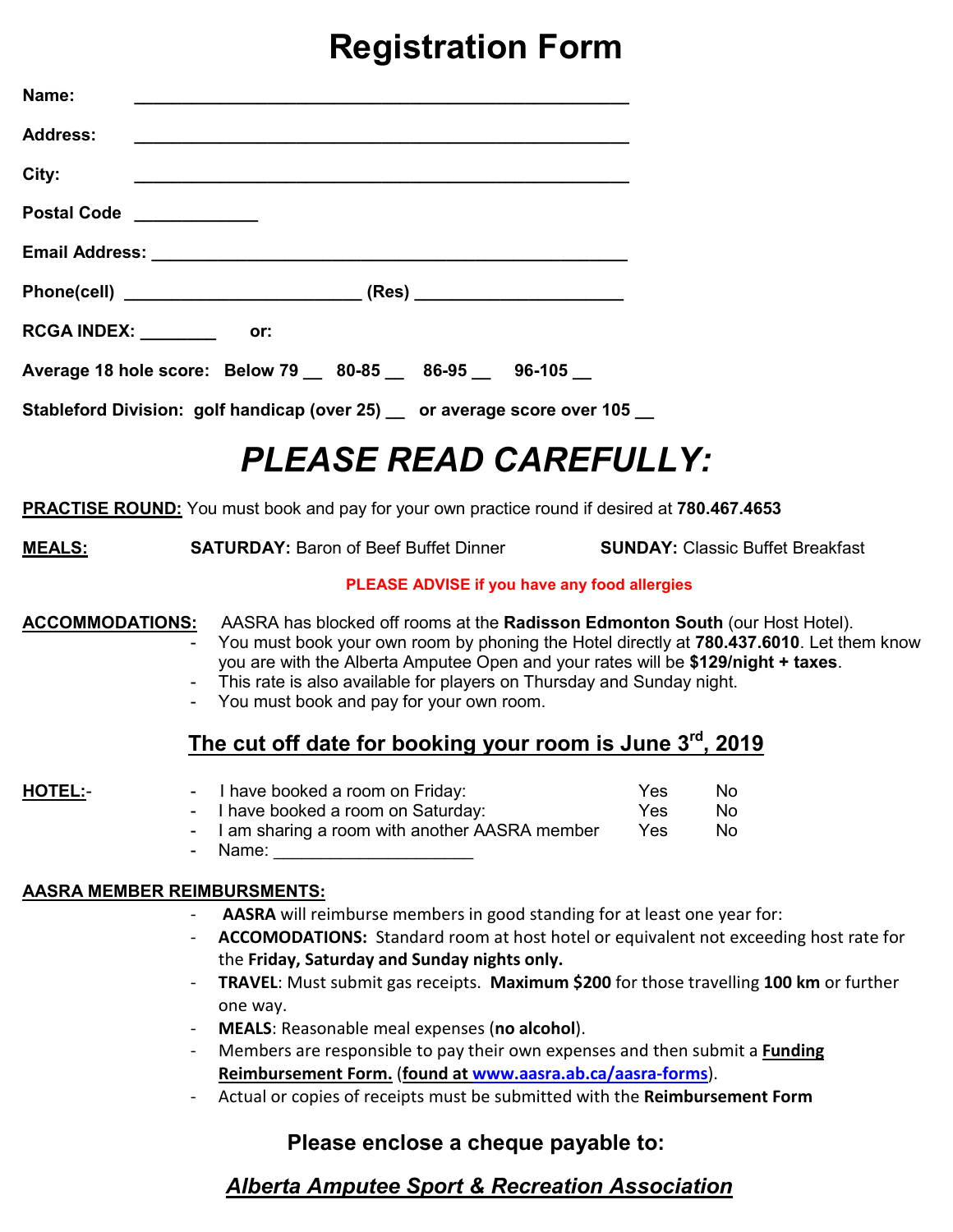# Registration Form

**Name:** ______________________________________________

**Address:** ______________________________________________

**City:** ______________________________________________

**Postal Code** ____________

**Email Address:** ______________________________________________

**Phone(cell)** ______________________ **(Res)** ____________________

**RCGA INDEX:** _______ **or:**

**Average 18 hole score: Below 79 __ 80-85 __ 86-95 __ 96-105 __**

**Stableford Division: golf handicap (over 25) __ or average score over 105 __**

# *PLEASE READ CAREFULLY:*

**PRACTISE ROUND:** You must book and pay for your own practice round if desired at **780.467.4653**

**MEALS:** **SATURDAY:** Baron of Beef Buffet Dinner **SUNDAY:** Classic Buffet Breakfast

**PLEASE ADVISE if you have any food allergies**

**ACCOMMODATIONS:** AASRA has blocked off rooms at the **Radisson Edmonton South** (our Host Hotel).

- You must book your own room by phoning the Hotel directly at **780.437.6010**. Let them know you are with the Alberta Amputee Open and your rates will be **$129/night + taxes**.
- This rate is also available for players on Thursday and Sunday night.
- You must book and pay for your own room.

## The cut off date for booking your room is June 3rd, 2019

**HOTEL:**-

- I have booked a room on Friday: Yes No
- I have booked a room on Saturday: Yes No
- I am sharing a room with another AASRA member Yes No
- Name: ____________________

**AASRA MEMBER REIMBURSMENTS:**

- **AASRA** will reimburse members in good standing for at least one year for:
- **ACCOMODATIONS:** Standard room at host hotel or equivalent not exceeding host rate for the **Friday, Saturday and Sunday nights only.**
- **TRAVEL**: Must submit gas receipts. **Maximum $200** for those travelling **100 km** or further one way.
- **MEALS**: Reasonable meal expenses (**no alcohol**).
- Members are responsible to pay their own expenses and then submit a **Funding Reimbursement Form.** (**found at www.aasra.ab.ca/aasra-forms**).
- Actual or copies of receipts must be submitted with the **Reimbursement Form**

**Please enclose a cheque payable to:**

***Alberta Amputee Sport & Recreation Association***